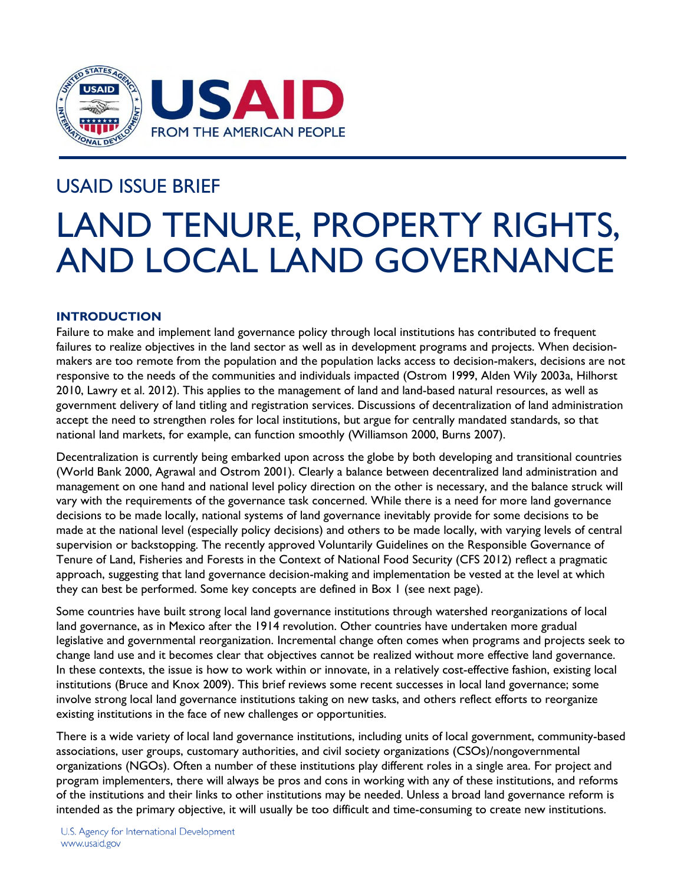USAID ISSUE BRIEF

# LAND TENURE, PROPERTY RIGHTS, AND LOCAL LAND GOVERNANCE

## INTRODUCTION

Failure to make and implement land governance policy through local institutions has contributed to frequent failures to realize objectives in the land sector as well as in development programs and projects. When decision-makers are too remote from the population and the population lacks access to decision-makers, decisions are not responsive to the needs of the communities and individuals impacted (Ostrom 1999, Alden Wily 2003a, Hilhorst 2010, Lawry et al. 2012). This applies to the management of land and land-based natural resources, as well as government delivery of land titling and registration services. Discussions of decentralization of land administration accept the need to strengthen roles for local institutions, but argue for centrally mandated standards, so that national land markets, for example, can function smoothly (Williamson 2000, Burns 2007).

Decentralization is currently being embarked upon across the globe by both developing and transitional countries (World Bank 2000, Agrawal and Ostrom 2001). Clearly a balance between decentralized land administration and management on one hand and national level policy direction on the other is necessary, and the balance struck will vary with the requirements of the governance task concerned. While there is a need for more land governance decisions to be made locally, national systems of land governance inevitably provide for some decisions to be made at the national level (especially policy decisions) and others to be made locally, with varying levels of central supervision or backstopping. The recently approved Voluntarily Guidelines on the Responsible Governance of Tenure of Land, Fisheries and Forests in the Context of National Food Security (CFS 2012) reflect a pragmatic approach, suggesting that land governance decision-making and implementation be vested at the level at which they can best be performed. Some key concepts are defined in Box 1 (see next page).

Some countries have built strong local land governance institutions through watershed reorganizations of local land governance, as in Mexico after the 1914 revolution. Other countries have undertaken more gradual legislative and governmental reorganization. Incremental change often comes when programs and projects seek to change land use and it becomes clear that objectives cannot be realized without more effective land governance. In these contexts, the issue is how to work within or innovate, in a relatively cost-effective fashion, existing local institutions (Bruce and Knox 2009). This brief reviews some recent successes in local land governance; some involve strong local land governance institutions taking on new tasks, and others reflect efforts to reorganize existing institutions in the face of new challenges or opportunities.

There is a wide variety of local land governance institutions, including units of local government, community-based associations, user groups, customary authorities, and civil society organizations (CSOs)/nongovernmental organizations (NGOs). Often a number of these institutions play different roles in a single area. For project and program implementers, there will always be pros and cons in working with any of these institutions, and reforms of the institutions and their links to other institutions may be needed. Unless a broad land governance reform is intended as the primary objective, it will usually be too difficult and time-consuming to create new institutions.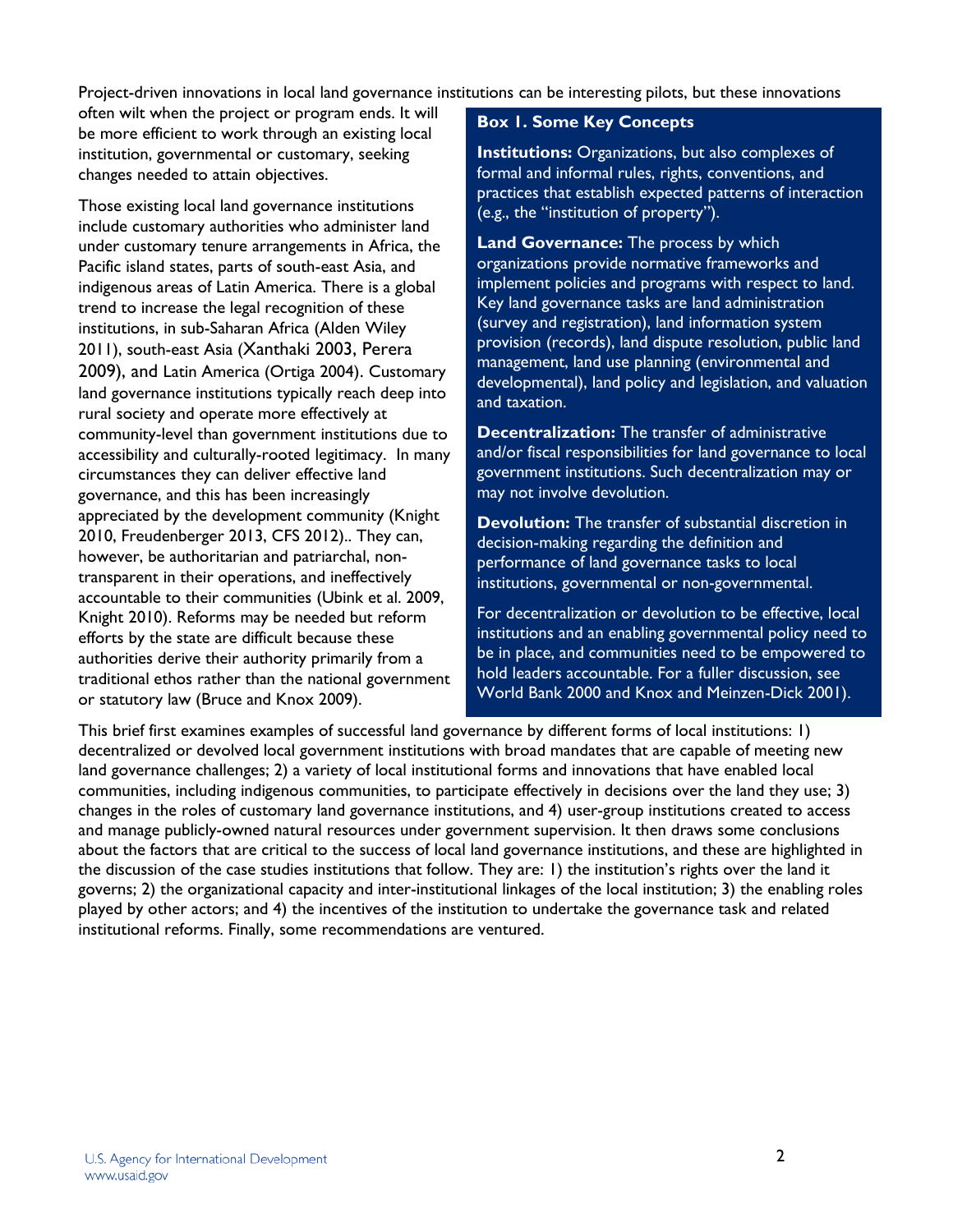Project-driven innovations in local land governance institutions can be interesting pilots, but these innovations often wilt when the project or program ends. It will be more efficient to work through an existing local institution, governmental or customary, seeking changes needed to attain objectives.

Those existing local land governance institutions include customary authorities who administer land under customary tenure arrangements in Africa, the Pacific island states, parts of south-east Asia, and indigenous areas of Latin America. There is a global trend to increase the legal recognition of these institutions, in sub-Saharan Africa (Alden Wiley 2011), south-east Asia (Xanthaki 2003, Perera 2009), and Latin America (Ortiga 2004). Customary land governance institutions typically reach deep into rural society and operate more effectively at community-level than government institutions due to accessibility and culturally-rooted legitimacy. In many circumstances they can deliver effective land governance, and this has been increasingly appreciated by the development community (Knight 2010, Freudenberger 2013, CFS 2012).. They can, however, be authoritarian and patriarchal, non-transparent in their operations, and ineffectively accountable to their communities (Ubink et al. 2009, Knight 2010). Reforms may be needed but reform efforts by the state are difficult because these authorities derive their authority primarily from a traditional ethos rather than the national government or statutory law (Bruce and Knox 2009).

> **Box 1. Some Key Concepts**
>
> **Institutions:** Organizations, but also complexes of formal and informal rules, rights, conventions, and practices that establish expected patterns of interaction (e.g., the "institution of property").
>
> **Land Governance:** The process by which organizations provide normative frameworks and implement policies and programs with respect to land. Key land governance tasks are land administration (survey and registration), land information system provision (records), land dispute resolution, public land management, land use planning (environmental and developmental), land policy and legislation, and valuation and taxation.
>
> **Decentralization:** The transfer of administrative and/or fiscal responsibilities for land governance to local government institutions. Such decentralization may or may not involve devolution.
>
> **Devolution:** The transfer of substantial discretion in decision-making regarding the definition and performance of land governance tasks to local institutions, governmental or non-governmental.
>
> For decentralization or devolution to be effective, local institutions and an enabling governmental policy need to be in place, and communities need to be empowered to hold leaders accountable. For a fuller discussion, see World Bank 2000 and Knox and Meinzen-Dick 2001).

This brief first examines examples of successful land governance by different forms of local institutions: 1) decentralized or devolved local government institutions with broad mandates that are capable of meeting new land governance challenges; 2) a variety of local institutional forms and innovations that have enabled local communities, including indigenous communities, to participate effectively in decisions over the land they use; 3) changes in the roles of customary land governance institutions, and 4) user-group institutions created to access and manage publicly-owned natural resources under government supervision. It then draws some conclusions about the factors that are critical to the success of local land governance institutions, and these are highlighted in the discussion of the case studies institutions that follow. They are: 1) the institution's rights over the land it governs; 2) the organizational capacity and inter-institutional linkages of the local institution; 3) the enabling roles played by other actors; and 4) the incentives of the institution to undertake the governance task and related institutional reforms. Finally, some recommendations are ventured.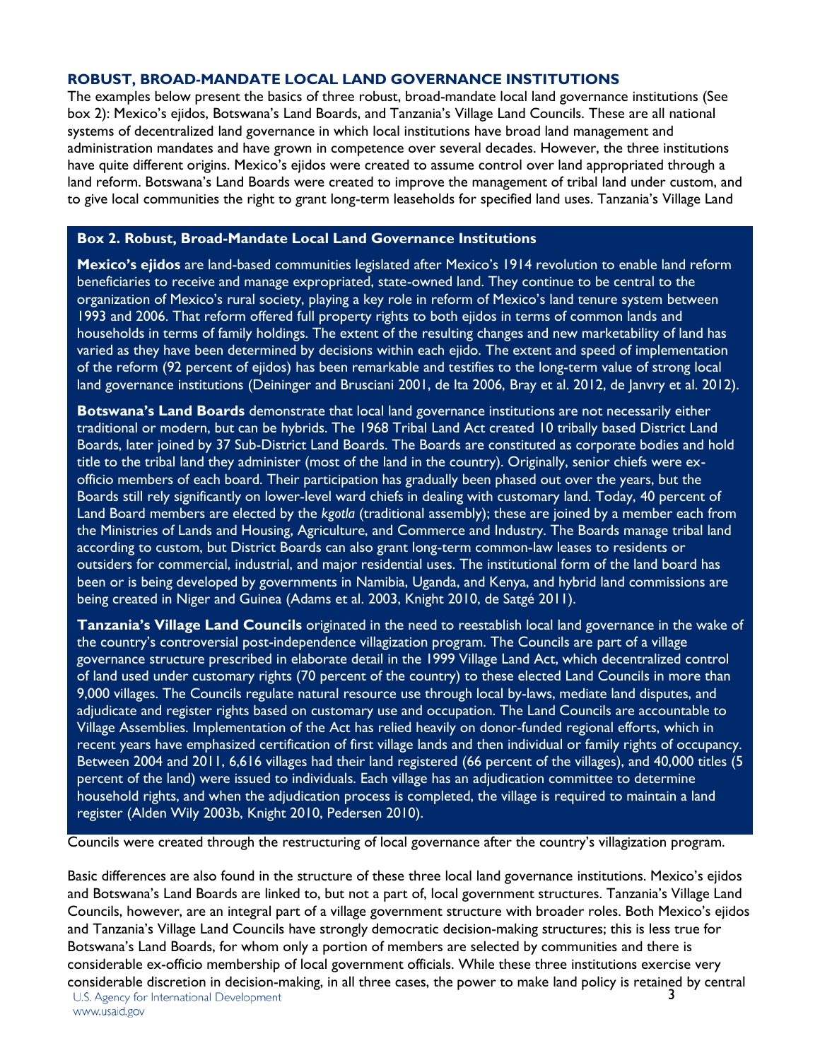## ROBUST, BROAD-MANDATE LOCAL LAND GOVERNANCE INSTITUTIONS

The examples below present the basics of three robust, broad-mandate local land governance institutions (See box 2): Mexico's ejidos, Botswana's Land Boards, and Tanzania's Village Land Councils. These are all national systems of decentralized land governance in which local institutions have broad land management and administration mandates and have grown in competence over several decades. However, the three institutions have quite different origins. Mexico's ejidos were created to assume control over land appropriated through a land reform. Botswana's Land Boards were created to improve the management of tribal land under custom, and to give local communities the right to grant long-term leaseholds for specified land uses. Tanzania's Village Land Councils were created through the restructuring of local governance after the country's villagization program.

> **Box 2. Robust, Broad-Mandate Local Land Governance Institutions**
>
> **Mexico's ejidos** are land-based communities legislated after Mexico's 1914 revolution to enable land reform beneficiaries to receive and manage expropriated, state-owned land. They continue to be central to the organization of Mexico's rural society, playing a key role in reform of Mexico's land tenure system between 1993 and 2006. That reform offered full property rights to both ejidos in terms of common lands and households in terms of family holdings. The extent of the resulting changes and new marketability of land has varied as they have been determined by decisions within each ejido. The extent and speed of implementation of the reform (92 percent of ejidos) has been remarkable and testifies to the long-term value of strong local land governance institutions (Deininger and Brusciani 2001, de Ita 2006, Bray et al. 2012, de Janvry et al. 2012).
>
> **Botswana's Land Boards** demonstrate that local land governance institutions are not necessarily either traditional or modern, but can be hybrids. The 1968 Tribal Land Act created 10 tribally based District Land Boards, later joined by 37 Sub-District Land Boards. The Boards are constituted as corporate bodies and hold title to the tribal land they administer (most of the land in the country). Originally, senior chiefs were ex-officio members of each board. Their participation has gradually been phased out over the years, but the Boards still rely significantly on lower-level ward chiefs in dealing with customary land. Today, 40 percent of Land Board members are elected by the *kgotla* (traditional assembly); these are joined by a member each from the Ministries of Lands and Housing, Agriculture, and Commerce and Industry. The Boards manage tribal land according to custom, but District Boards can also grant long-term common-law leases to residents or outsiders for commercial, industrial, and major residential uses. The institutional form of the land board has been or is being developed by governments in Namibia, Uganda, and Kenya, and hybrid land commissions are being created in Niger and Guinea (Adams et al. 2003, Knight 2010, de Satgé 2011).
>
> **Tanzania's Village Land Councils** originated in the need to reestablish local land governance in the wake of the country's controversial post-independence villagization program. The Councils are part of a village governance structure prescribed in elaborate detail in the 1999 Village Land Act, which decentralized control of land used under customary rights (70 percent of the country) to these elected Land Councils in more than 9,000 villages. The Councils regulate natural resource use through local by-laws, mediate land disputes, and adjudicate and register rights based on customary use and occupation. The Land Councils are accountable to Village Assemblies. Implementation of the Act has relied heavily on donor-funded regional efforts, which in recent years have emphasized certification of first village lands and then individual or family rights of occupancy. Between 2004 and 2011, 6,616 villages had their land registered (66 percent of the villages), and 40,000 titles (5 percent of the land) were issued to individuals. Each village has an adjudication committee to determine household rights, and when the adjudication process is completed, the village is required to maintain a land register (Alden Wily 2003b, Knight 2010, Pedersen 2010).

Basic differences are also found in the structure of these three local land governance institutions. Mexico's ejidos and Botswana's Land Boards are linked to, but not a part of, local government structures. Tanzania's Village Land Councils, however, are an integral part of a village government structure with broader roles. Both Mexico's ejidos and Tanzania's Village Land Councils have strongly democratic decision-making structures; this is less true for Botswana's Land Boards, for whom only a portion of members are selected by communities and there is considerable ex-officio membership of local government officials. While these three institutions exercise very considerable discretion in decision-making, in all three cases, the power to make land policy is retained by central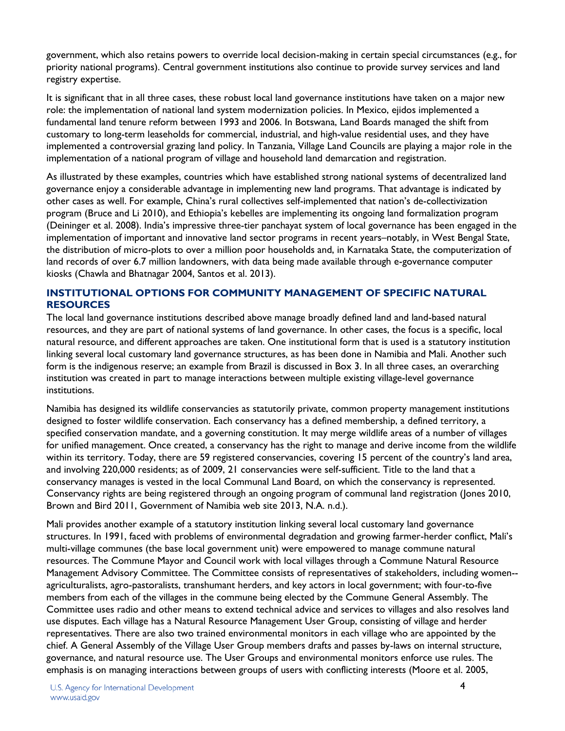government, which also retains powers to override local decision-making in certain special circumstances (e.g., for priority national programs). Central government institutions also continue to provide survey services and land registry expertise.

It is significant that in all three cases, these robust local land governance institutions have taken on a major new role: the implementation of national land system modernization policies. In Mexico, ejidos implemented a fundamental land tenure reform between 1993 and 2006. In Botswana, Land Boards managed the shift from customary to long-term leaseholds for commercial, industrial, and high-value residential uses, and they have implemented a controversial grazing land policy. In Tanzania, Village Land Councils are playing a major role in the implementation of a national program of village and household land demarcation and registration.

As illustrated by these examples, countries which have established strong national systems of decentralized land governance enjoy a considerable advantage in implementing new land programs. That advantage is indicated by other cases as well. For example, China's rural collectives self-implemented that nation's de-collectivization program (Bruce and Li 2010), and Ethiopia's kebelles are implementing its ongoing land formalization program (Deininger et al. 2008). India's impressive three-tier panchayat system of local governance has been engaged in the implementation of important and innovative land sector programs in recent years–notably, in West Bengal State, the distribution of micro-plots to over a million poor households and, in Karnataka State, the computerization of land records of over 6.7 million landowners, with data being made available through e-governance computer kiosks (Chawla and Bhatnagar 2004, Santos et al. 2013).

## INSTITUTIONAL OPTIONS FOR COMMUNITY MANAGEMENT OF SPECIFIC NATURAL RESOURCES

The local land governance institutions described above manage broadly defined land and land-based natural resources, and they are part of national systems of land governance. In other cases, the focus is a specific, local natural resource, and different approaches are taken. One institutional form that is used is a statutory institution linking several local customary land governance structures, as has been done in Namibia and Mali. Another such form is the indigenous reserve; an example from Brazil is discussed in Box 3. In all three cases, an overarching institution was created in part to manage interactions between multiple existing village-level governance institutions.

Namibia has designed its wildlife conservancies as statutorily private, common property management institutions designed to foster wildlife conservation. Each conservancy has a defined membership, a defined territory, a specified conservation mandate, and a governing constitution. It may merge wildlife areas of a number of villages for unified management. Once created, a conservancy has the right to manage and derive income from the wildlife within its territory. Today, there are 59 registered conservancies, covering 15 percent of the country's land area, and involving 220,000 residents; as of 2009, 21 conservancies were self-sufficient. Title to the land that a conservancy manages is vested in the local Communal Land Board, on which the conservancy is represented. Conservancy rights are being registered through an ongoing program of communal land registration (Jones 2010, Brown and Bird 2011, Government of Namibia web site 2013, N.A. n.d.).

Mali provides another example of a statutory institution linking several local customary land governance structures. In 1991, faced with problems of environmental degradation and growing farmer-herder conflict, Mali's multi-village communes (the base local government unit) were empowered to manage commune natural resources. The Commune Mayor and Council work with local villages through a Commune Natural Resource Management Advisory Committee. The Committee consists of representatives of stakeholders, including women--agriculturalists, agro-pastoralists, transhumant herders, and key actors in local government; with four-to-five members from each of the villages in the commune being elected by the Commune General Assembly. The Committee uses radio and other means to extend technical advice and services to villages and also resolves land use disputes. Each village has a Natural Resource Management User Group, consisting of village and herder representatives. There are also two trained environmental monitors in each village who are appointed by the chief. A General Assembly of the Village User Group members drafts and passes by-laws on internal structure, governance, and natural resource use. The User Groups and environmental monitors enforce use rules. The emphasis is on managing interactions between groups of users with conflicting interests (Moore et al. 2005,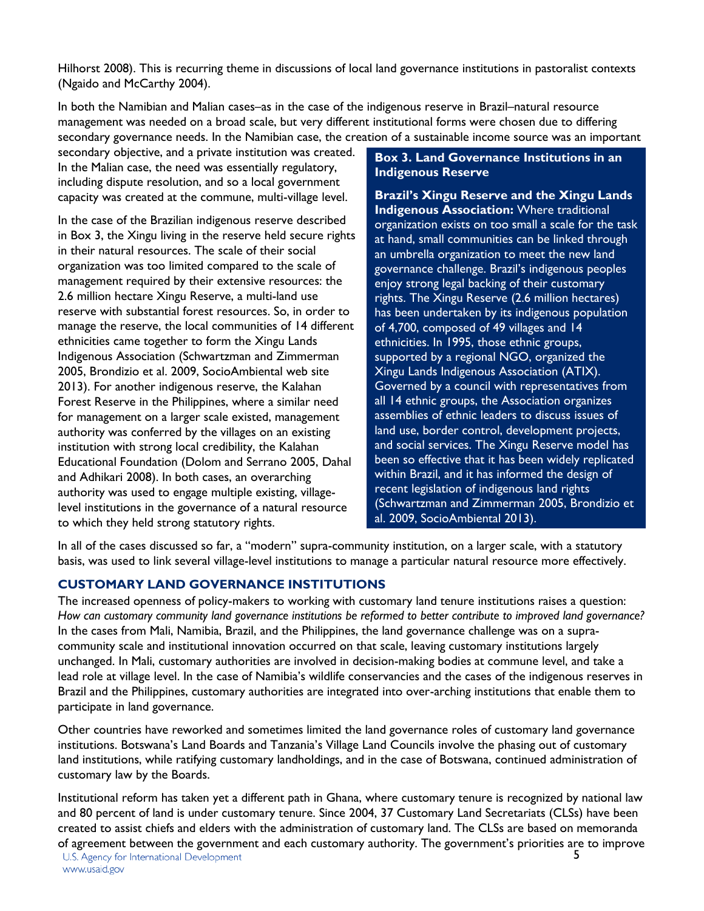Hilhorst 2008). This is recurring theme in discussions of local land governance institutions in pastoralist contexts (Ngaido and McCarthy 2004).

In both the Namibian and Malian cases–as in the case of the indigenous reserve in Brazil–natural resource management was needed on a broad scale, but very different institutional forms were chosen due to differing secondary governance needs. In the Namibian case, the creation of a sustainable income source was an important secondary objective, and a private institution was created. In the Malian case, the need was essentially regulatory, including dispute resolution, and so a local government capacity was created at the commune, multi-village level.

In the case of the Brazilian indigenous reserve described in Box 3, the Xingu living in the reserve held secure rights in their natural resources. The scale of their social organization was too limited compared to the scale of management required by their extensive resources: the 2.6 million hectare Xingu Reserve, a multi-land use reserve with substantial forest resources. So, in order to manage the reserve, the local communities of 14 different ethnicities came together to form the Xingu Lands Indigenous Association (Schwartzman and Zimmerman 2005, Brondizio et al. 2009, SocioAmbiental web site 2013). For another indigenous reserve, the Kalahan Forest Reserve in the Philippines, where a similar need for management on a larger scale existed, management authority was conferred by the villages on an existing institution with strong local credibility, the Kalahan Educational Foundation (Dolom and Serrano 2005, Dahal and Adhikari 2008). In both cases, an overarching authority was used to engage multiple existing, village-level institutions in the governance of a natural resource to which they held strong statutory rights.

> **Box 3. Land Governance Institutions in an Indigenous Reserve**
>
> **Brazil's Xingu Reserve and the Xingu Lands Indigenous Association:** Where traditional organization exists on too small a scale for the task at hand, small communities can be linked through an umbrella organization to meet the new land governance challenge. Brazil's indigenous peoples enjoy strong legal backing of their customary rights. The Xingu Reserve (2.6 million hectares) has been undertaken by its indigenous population of 4,700, composed of 49 villages and 14 ethnicities. In 1995, those ethnic groups, supported by a regional NGO, organized the Xingu Lands Indigenous Association (ATIX). Governed by a council with representatives from all 14 ethnic groups, the Association organizes assemblies of ethnic leaders to discuss issues of land use, border control, development projects, and social services. The Xingu Reserve model has been so effective that it has been widely replicated within Brazil, and it has informed the design of recent legislation of indigenous land rights (Schwartzman and Zimmerman 2005, Brondizio et al. 2009, SocioAmbiental 2013).

In all of the cases discussed so far, a "modern" supra-community institution, on a larger scale, with a statutory basis, was used to link several village-level institutions to manage a particular natural resource more effectively.

## CUSTOMARY LAND GOVERNANCE INSTITUTIONS

The increased openness of policy-makers to working with customary land tenure institutions raises a question: *How can customary community land governance institutions be reformed to better contribute to improved land governance?* In the cases from Mali, Namibia, Brazil, and the Philippines, the land governance challenge was on a supra-community scale and institutional innovation occurred on that scale, leaving customary institutions largely unchanged. In Mali, customary authorities are involved in decision-making bodies at commune level, and take a lead role at village level. In the case of Namibia's wildlife conservancies and the cases of the indigenous reserves in Brazil and the Philippines, customary authorities are integrated into over-arching institutions that enable them to participate in land governance.

Other countries have reworked and sometimes limited the land governance roles of customary land governance institutions. Botswana's Land Boards and Tanzania's Village Land Councils involve the phasing out of customary land institutions, while ratifying customary landholdings, and in the case of Botswana, continued administration of customary law by the Boards.

Institutional reform has taken yet a different path in Ghana, where customary tenure is recognized by national law and 80 percent of land is under customary tenure. Since 2004, 37 Customary Land Secretariats (CLSs) have been created to assist chiefs and elders with the administration of customary land. The CLSs are based on memoranda of agreement between the government and each customary authority. The government's priorities are to improve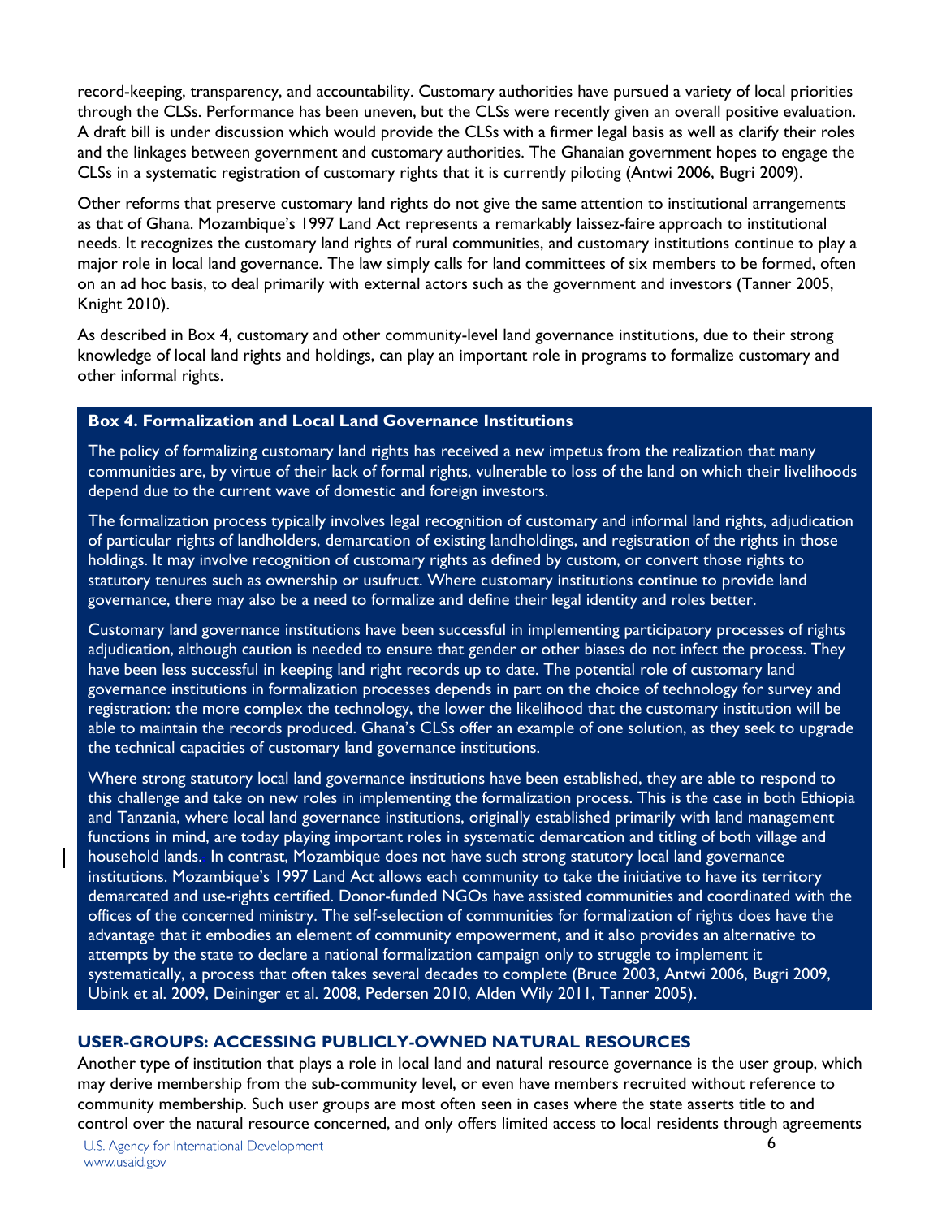record-keeping, transparency, and accountability. Customary authorities have pursued a variety of local priorities through the CLSs. Performance has been uneven, but the CLSs were recently given an overall positive evaluation. A draft bill is under discussion which would provide the CLSs with a firmer legal basis as well as clarify their roles and the linkages between government and customary authorities. The Ghanaian government hopes to engage the CLSs in a systematic registration of customary rights that it is currently piloting (Antwi 2006, Bugri 2009).

Other reforms that preserve customary land rights do not give the same attention to institutional arrangements as that of Ghana. Mozambique's 1997 Land Act represents a remarkably laissez-faire approach to institutional needs. It recognizes the customary land rights of rural communities, and customary institutions continue to play a major role in local land governance. The law simply calls for land committees of six members to be formed, often on an ad hoc basis, to deal primarily with external actors such as the government and investors (Tanner 2005, Knight 2010).

As described in Box 4, customary and other community-level land governance institutions, due to their strong knowledge of local land rights and holdings, can play an important role in programs to formalize customary and other informal rights.

> **Box 4. Formalization and Local Land Governance Institutions**
>
> The policy of formalizing customary land rights has received a new impetus from the realization that many communities are, by virtue of their lack of formal rights, vulnerable to loss of the land on which their livelihoods depend due to the current wave of domestic and foreign investors.
>
> The formalization process typically involves legal recognition of customary and informal land rights, adjudication of particular rights of landholders, demarcation of existing landholdings, and registration of the rights in those holdings. It may involve recognition of customary rights as defined by custom, or convert those rights to statutory tenures such as ownership or usufruct. Where customary institutions continue to provide land governance, there may also be a need to formalize and define their legal identity and roles better.
>
> Customary land governance institutions have been successful in implementing participatory processes of rights adjudication, although caution is needed to ensure that gender or other biases do not infect the process. They have been less successful in keeping land right records up to date. The potential role of customary land governance institutions in formalization processes depends in part on the choice of technology for survey and registration: the more complex the technology, the lower the likelihood that the customary institution will be able to maintain the records produced. Ghana's CLSs offer an example of one solution, as they seek to upgrade the technical capacities of customary land governance institutions.
>
> Where strong statutory local land governance institutions have been established, they are able to respond to this challenge and take on new roles in implementing the formalization process. This is the case in both Ethiopia and Tanzania, where local land governance institutions, originally established primarily with land management functions in mind, are today playing important roles in systematic demarcation and titling of both village and household lands. In contrast, Mozambique does not have such strong statutory local land governance institutions. Mozambique's 1997 Land Act allows each community to take the initiative to have its territory demarcated and use-rights certified. Donor-funded NGOs have assisted communities and coordinated with the offices of the concerned ministry. The self-selection of communities for formalization of rights does have the advantage that it embodies an element of community empowerment, and it also provides an alternative to attempts by the state to declare a national formalization campaign only to struggle to implement it systematically, a process that often takes several decades to complete (Bruce 2003, Antwi 2006, Bugri 2009, Ubink et al. 2009, Deininger et al. 2008, Pedersen 2010, Alden Wily 2011, Tanner 2005).

## USER-GROUPS: ACCESSING PUBLICLY-OWNED NATURAL RESOURCES

Another type of institution that plays a role in local land and natural resource governance is the user group, which may derive membership from the sub-community level, or even have members recruited without reference to community membership. Such user groups are most often seen in cases where the state asserts title to and control over the natural resource concerned, and only offers limited access to local residents through agreements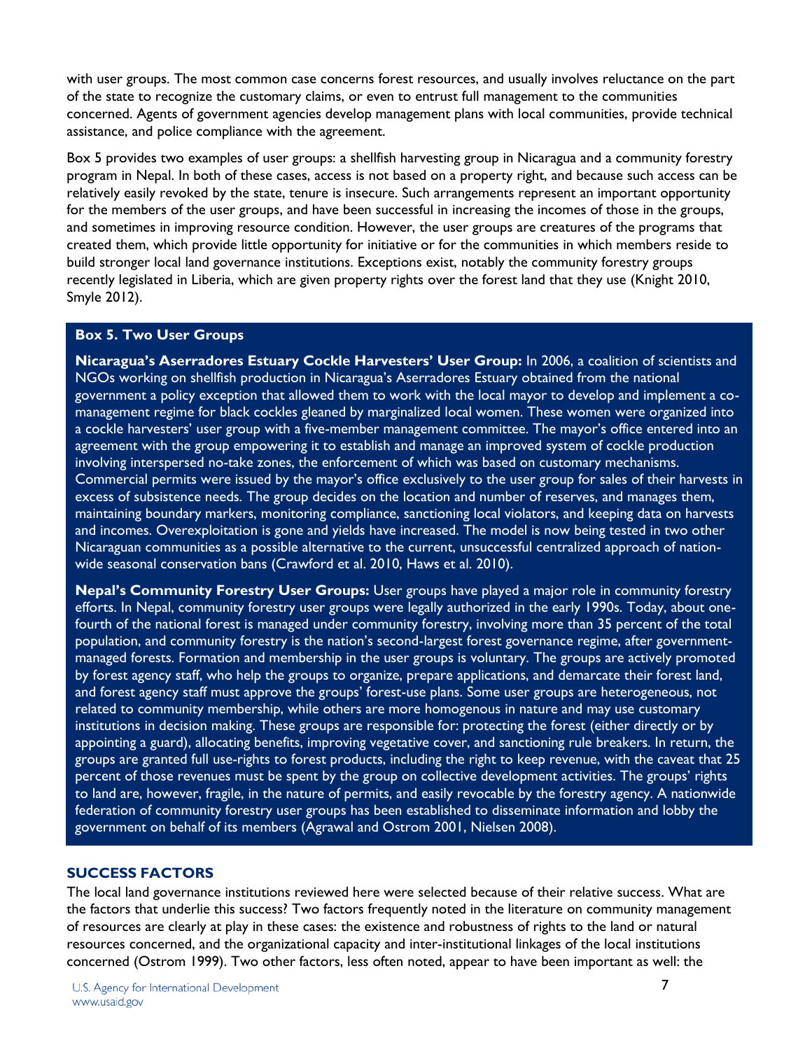with user groups. The most common case concerns forest resources, and usually involves reluctance on the part of the state to recognize the customary claims, or even to entrust full management to the communities concerned. Agents of government agencies develop management plans with local communities, provide technical assistance, and police compliance with the agreement.

Box 5 provides two examples of user groups: a shellfish harvesting group in Nicaragua and a community forestry program in Nepal. In both of these cases, access is not based on a property right, and because such access can be relatively easily revoked by the state, tenure is insecure. Such arrangements represent an important opportunity for the members of the user groups, and have been successful in increasing the incomes of those in the groups, and sometimes in improving resource condition. However, the user groups are creatures of the programs that created them, which provide little opportunity for initiative or for the communities in which members reside to build stronger local land governance institutions. Exceptions exist, notably the community forestry groups recently legislated in Liberia, which are given property rights over the forest land that they use (Knight 2010, Smyle 2012).

**Box 5. Two User Groups**

**Nicaragua's Aserradores Estuary Cockle Harvesters' User Group:** In 2006, a coalition of scientists and NGOs working on shellfish production in Nicaragua's Aserradores Estuary obtained from the national government a policy exception that allowed them to work with the local mayor to develop and implement a co-management regime for black cockles gleaned by marginalized local women. These women were organized into a cockle harvesters' user group with a five-member management committee. The mayor's office entered into an agreement with the group empowering it to establish and manage an improved system of cockle production involving interspersed no-take zones, the enforcement of which was based on customary mechanisms. Commercial permits were issued by the mayor's office exclusively to the user group for sales of their harvests in excess of subsistence needs. The group decides on the location and number of reserves, and manages them, maintaining boundary markers, monitoring compliance, sanctioning local violators, and keeping data on harvests and incomes. Overexploitation is gone and yields have increased. The model is now being tested in two other Nicaraguan communities as a possible alternative to the current, unsuccessful centralized approach of nation-wide seasonal conservation bans (Crawford et al. 2010, Haws et al. 2010).

**Nepal's Community Forestry User Groups:** User groups have played a major role in community forestry efforts. In Nepal, community forestry user groups were legally authorized in the early 1990s. Today, about one-fourth of the national forest is managed under community forestry, involving more than 35 percent of the total population, and community forestry is the nation's second-largest forest governance regime, after government-managed forests. Formation and membership in the user groups is voluntary. The groups are actively promoted by forest agency staff, who help the groups to organize, prepare applications, and demarcate their forest land, and forest agency staff must approve the groups' forest-use plans. Some user groups are heterogeneous, not related to community membership, while others are more homogenous in nature and may use customary institutions in decision making. These groups are responsible for: protecting the forest (either directly or by appointing a guard), allocating benefits, improving vegetative cover, and sanctioning rule breakers. In return, the groups are granted full use-rights to forest products, including the right to keep revenue, with the caveat that 25 percent of those revenues must be spent by the group on collective development activities. The groups' rights to land are, however, fragile, in the nature of permits, and easily revocable by the forestry agency. A nationwide federation of community forestry user groups has been established to disseminate information and lobby the government on behalf of its members (Agrawal and Ostrom 2001, Nielsen 2008).

## SUCCESS FACTORS

The local land governance institutions reviewed here were selected because of their relative success. What are the factors that underlie this success? Two factors frequently noted in the literature on community management of resources are clearly at play in these cases: the existence and robustness of rights to the land or natural resources concerned, and the organizational capacity and inter-institutional linkages of the local institutions concerned (Ostrom 1999). Two other factors, less often noted, appear to have been important as well: the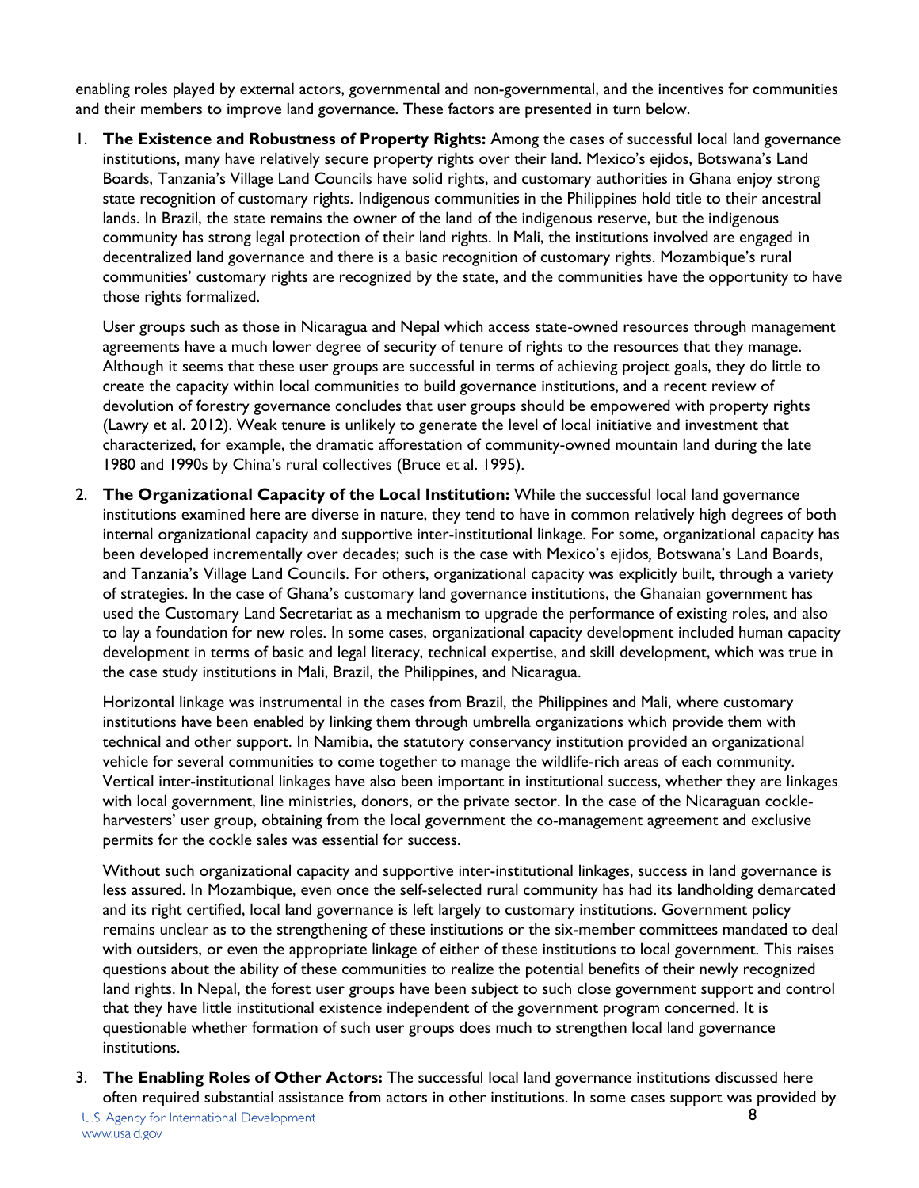enabling roles played by external actors, governmental and non-governmental, and the incentives for communities and their members to improve land governance. These factors are presented in turn below.

1. **The Existence and Robustness of Property Rights:** Among the cases of successful local land governance institutions, many have relatively secure property rights over their land. Mexico's ejidos, Botswana's Land Boards, Tanzania's Village Land Councils have solid rights, and customary authorities in Ghana enjoy strong state recognition of customary rights. Indigenous communities in the Philippines hold title to their ancestral lands. In Brazil, the state remains the owner of the land of the indigenous reserve, but the indigenous community has strong legal protection of their land rights. In Mali, the institutions involved are engaged in decentralized land governance and there is a basic recognition of customary rights. Mozambique's rural communities' customary rights are recognized by the state, and the communities have the opportunity to have those rights formalized.

   User groups such as those in Nicaragua and Nepal which access state-owned resources through management agreements have a much lower degree of security of tenure of rights to the resources that they manage. Although it seems that these user groups are successful in terms of achieving project goals, they do little to create the capacity within local communities to build governance institutions, and a recent review of devolution of forestry governance concludes that user groups should be empowered with property rights (Lawry et al. 2012). Weak tenure is unlikely to generate the level of local initiative and investment that characterized, for example, the dramatic afforestation of community-owned mountain land during the late 1980 and 1990s by China's rural collectives (Bruce et al. 1995).

2. **The Organizational Capacity of the Local Institution:** While the successful local land governance institutions examined here are diverse in nature, they tend to have in common relatively high degrees of both internal organizational capacity and supportive inter-institutional linkage. For some, organizational capacity has been developed incrementally over decades; such is the case with Mexico's ejidos*,* Botswana's Land Boards, and Tanzania's Village Land Councils. For others, organizational capacity was explicitly built, through a variety of strategies. In the case of Ghana's customary land governance institutions, the Ghanaian government has used the Customary Land Secretariat as a mechanism to upgrade the performance of existing roles, and also to lay a foundation for new roles. In some cases, organizational capacity development included human capacity development in terms of basic and legal literacy, technical expertise, and skill development, which was true in the case study institutions in Mali, Brazil, the Philippines, and Nicaragua.

   Horizontal linkage was instrumental in the cases from Brazil, the Philippines and Mali, where customary institutions have been enabled by linking them through umbrella organizations which provide them with technical and other support. In Namibia, the statutory conservancy institution provided an organizational vehicle for several communities to come together to manage the wildlife-rich areas of each community. Vertical inter-institutional linkages have also been important in institutional success, whether they are linkages with local government, line ministries, donors, or the private sector. In the case of the Nicaraguan cockle-harvesters' user group, obtaining from the local government the co-management agreement and exclusive permits for the cockle sales was essential for success.

   Without such organizational capacity and supportive inter-institutional linkages, success in land governance is less assured. In Mozambique, even once the self-selected rural community has had its landholding demarcated and its right certified, local land governance is left largely to customary institutions. Government policy remains unclear as to the strengthening of these institutions or the six-member committees mandated to deal with outsiders, or even the appropriate linkage of either of these institutions to local government. This raises questions about the ability of these communities to realize the potential benefits of their newly recognized land rights. In Nepal, the forest user groups have been subject to such close government support and control that they have little institutional existence independent of the government program concerned. It is questionable whether formation of such user groups does much to strengthen local land governance institutions.

3. **The Enabling Roles of Other Actors:** The successful local land governance institutions discussed here often required substantial assistance from actors in other institutions. In some cases support was provided by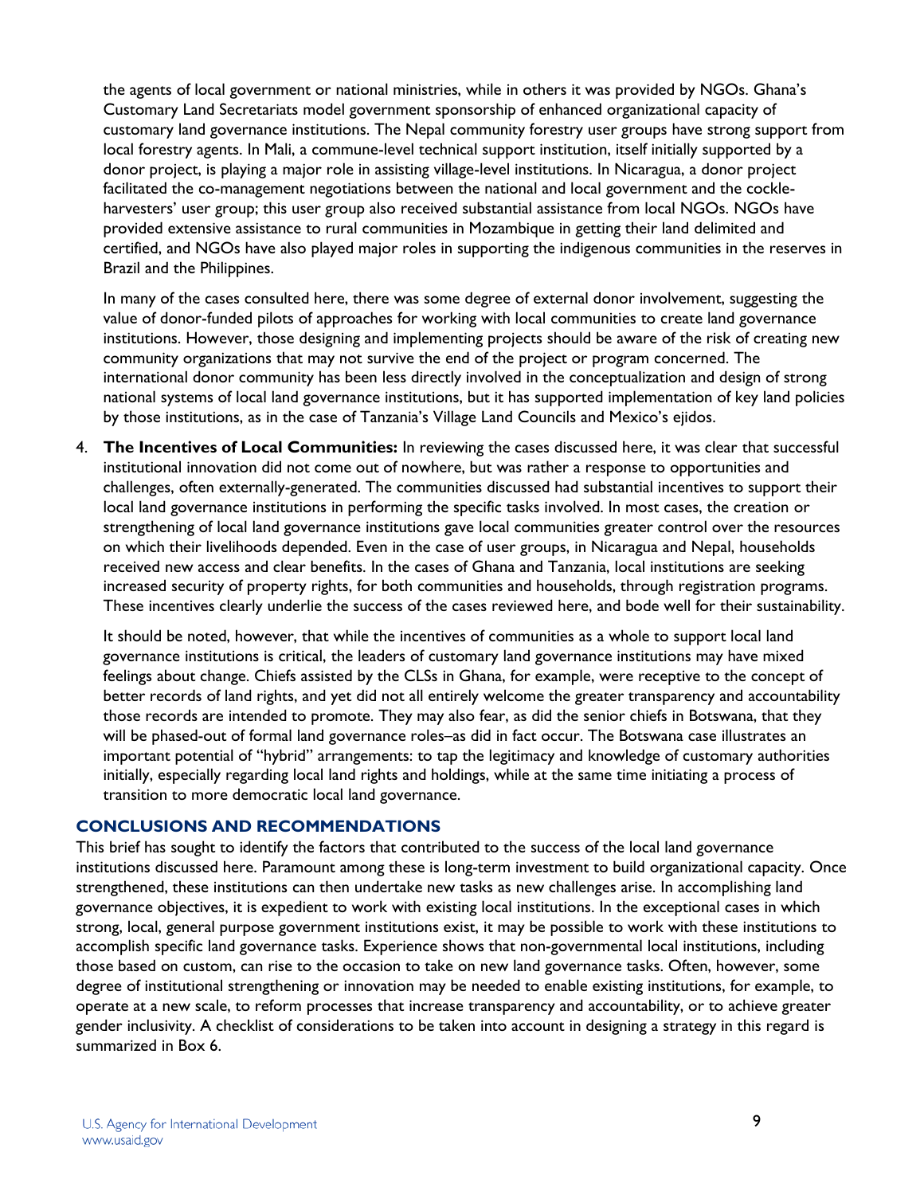the agents of local government or national ministries, while in others it was provided by NGOs. Ghana's Customary Land Secretariats model government sponsorship of enhanced organizational capacity of customary land governance institutions. The Nepal community forestry user groups have strong support from local forestry agents. In Mali, a commune-level technical support institution, itself initially supported by a donor project, is playing a major role in assisting village-level institutions. In Nicaragua, a donor project facilitated the co-management negotiations between the national and local government and the cockle-harvesters' user group; this user group also received substantial assistance from local NGOs. NGOs have provided extensive assistance to rural communities in Mozambique in getting their land delimited and certified, and NGOs have also played major roles in supporting the indigenous communities in the reserves in Brazil and the Philippines.

In many of the cases consulted here, there was some degree of external donor involvement, suggesting the value of donor-funded pilots of approaches for working with local communities to create land governance institutions. However, those designing and implementing projects should be aware of the risk of creating new community organizations that may not survive the end of the project or program concerned. The international donor community has been less directly involved in the conceptualization and design of strong national systems of local land governance institutions, but it has supported implementation of key land policies by those institutions, as in the case of Tanzania's Village Land Councils and Mexico's ejidos.

4. **The Incentives of Local Communities:** In reviewing the cases discussed here, it was clear that successful institutional innovation did not come out of nowhere, but was rather a response to opportunities and challenges, often externally-generated. The communities discussed had substantial incentives to support their local land governance institutions in performing the specific tasks involved. In most cases, the creation or strengthening of local land governance institutions gave local communities greater control over the resources on which their livelihoods depended. Even in the case of user groups, in Nicaragua and Nepal, households received new access and clear benefits. In the cases of Ghana and Tanzania, local institutions are seeking increased security of property rights, for both communities and households, through registration programs. These incentives clearly underlie the success of the cases reviewed here, and bode well for their sustainability.

   It should be noted, however, that while the incentives of communities as a whole to support local land governance institutions is critical, the leaders of customary land governance institutions may have mixed feelings about change. Chiefs assisted by the CLSs in Ghana, for example, were receptive to the concept of better records of land rights, and yet did not all entirely welcome the greater transparency and accountability those records are intended to promote. They may also fear, as did the senior chiefs in Botswana, that they will be phased-out of formal land governance roles–as did in fact occur. The Botswana case illustrates an important potential of "hybrid" arrangements: to tap the legitimacy and knowledge of customary authorities initially, especially regarding local land rights and holdings, while at the same time initiating a process of transition to more democratic local land governance.

## CONCLUSIONS AND RECOMMENDATIONS

This brief has sought to identify the factors that contributed to the success of the local land governance institutions discussed here. Paramount among these is long-term investment to build organizational capacity. Once strengthened, these institutions can then undertake new tasks as new challenges arise. In accomplishing land governance objectives, it is expedient to work with existing local institutions. In the exceptional cases in which strong, local, general purpose government institutions exist, it may be possible to work with these institutions to accomplish specific land governance tasks. Experience shows that non-governmental local institutions, including those based on custom, can rise to the occasion to take on new land governance tasks. Often, however, some degree of institutional strengthening or innovation may be needed to enable existing institutions, for example, to operate at a new scale, to reform processes that increase transparency and accountability, or to achieve greater gender inclusivity. A checklist of considerations to be taken into account in designing a strategy in this regard is summarized in Box 6.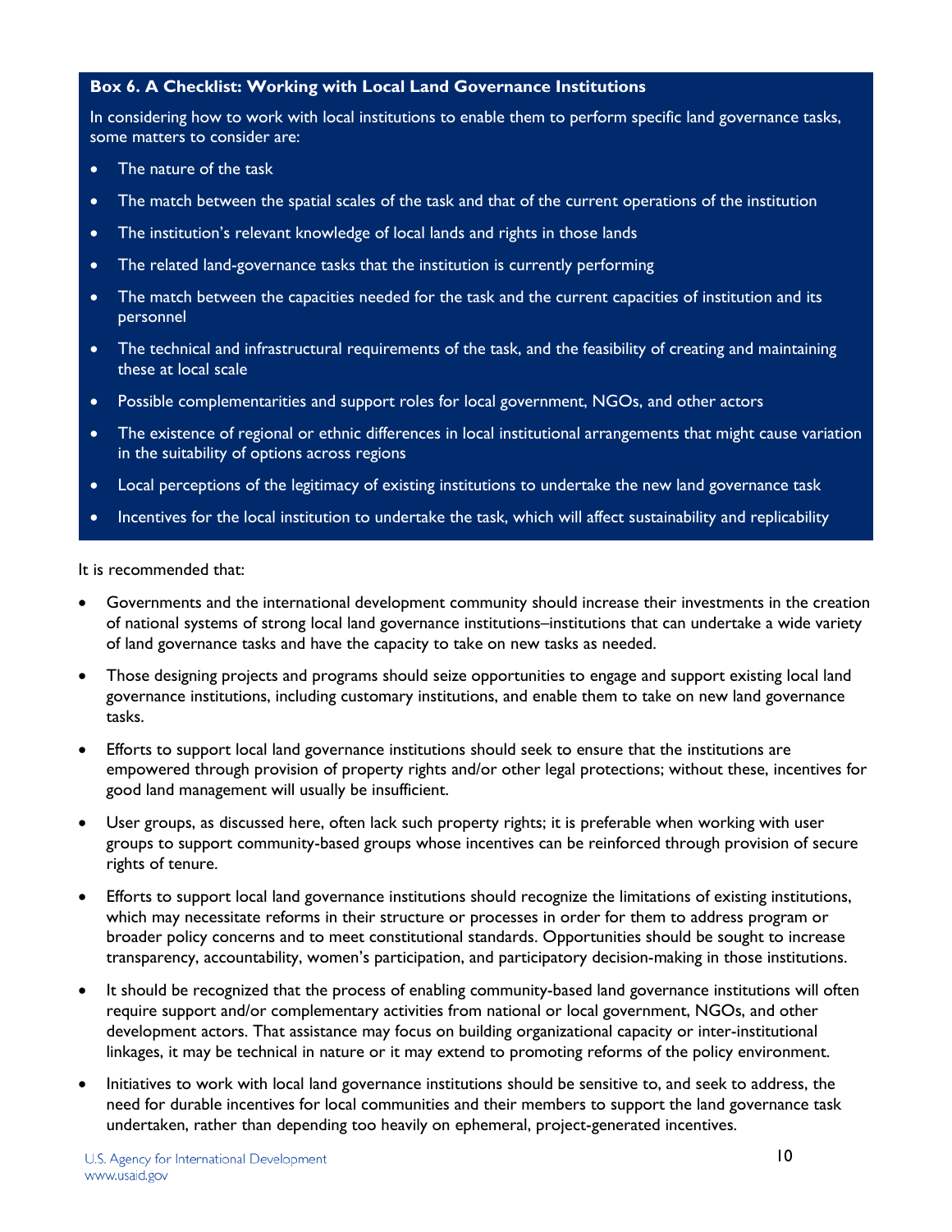**Box 6. A Checklist: Working with Local Land Governance Institutions**

In considering how to work with local institutions to enable them to perform specific land governance tasks, some matters to consider are:

- The nature of the task
- The match between the spatial scales of the task and that of the current operations of the institution
- The institution's relevant knowledge of local lands and rights in those lands
- The related land-governance tasks that the institution is currently performing
- The match between the capacities needed for the task and the current capacities of institution and its personnel
- The technical and infrastructural requirements of the task, and the feasibility of creating and maintaining these at local scale
- Possible complementarities and support roles for local government, NGOs, and other actors
- The existence of regional or ethnic differences in local institutional arrangements that might cause variation in the suitability of options across regions
- Local perceptions of the legitimacy of existing institutions to undertake the new land governance task
- Incentives for the local institution to undertake the task, which will affect sustainability and replicability

It is recommended that:

- Governments and the international development community should increase their investments in the creation of national systems of strong local land governance institutions–institutions that can undertake a wide variety of land governance tasks and have the capacity to take on new tasks as needed.
- Those designing projects and programs should seize opportunities to engage and support existing local land governance institutions, including customary institutions, and enable them to take on new land governance tasks.
- Efforts to support local land governance institutions should seek to ensure that the institutions are empowered through provision of property rights and/or other legal protections; without these, incentives for good land management will usually be insufficient.
- User groups, as discussed here, often lack such property rights; it is preferable when working with user groups to support community-based groups whose incentives can be reinforced through provision of secure rights of tenure.
- Efforts to support local land governance institutions should recognize the limitations of existing institutions, which may necessitate reforms in their structure or processes in order for them to address program or broader policy concerns and to meet constitutional standards. Opportunities should be sought to increase transparency, accountability, women's participation, and participatory decision-making in those institutions.
- It should be recognized that the process of enabling community-based land governance institutions will often require support and/or complementary activities from national or local government, NGOs, and other development actors. That assistance may focus on building organizational capacity or inter-institutional linkages, it may be technical in nature or it may extend to promoting reforms of the policy environment.
- Initiatives to work with local land governance institutions should be sensitive to, and seek to address, the need for durable incentives for local communities and their members to support the land governance task undertaken, rather than depending too heavily on ephemeral, project-generated incentives.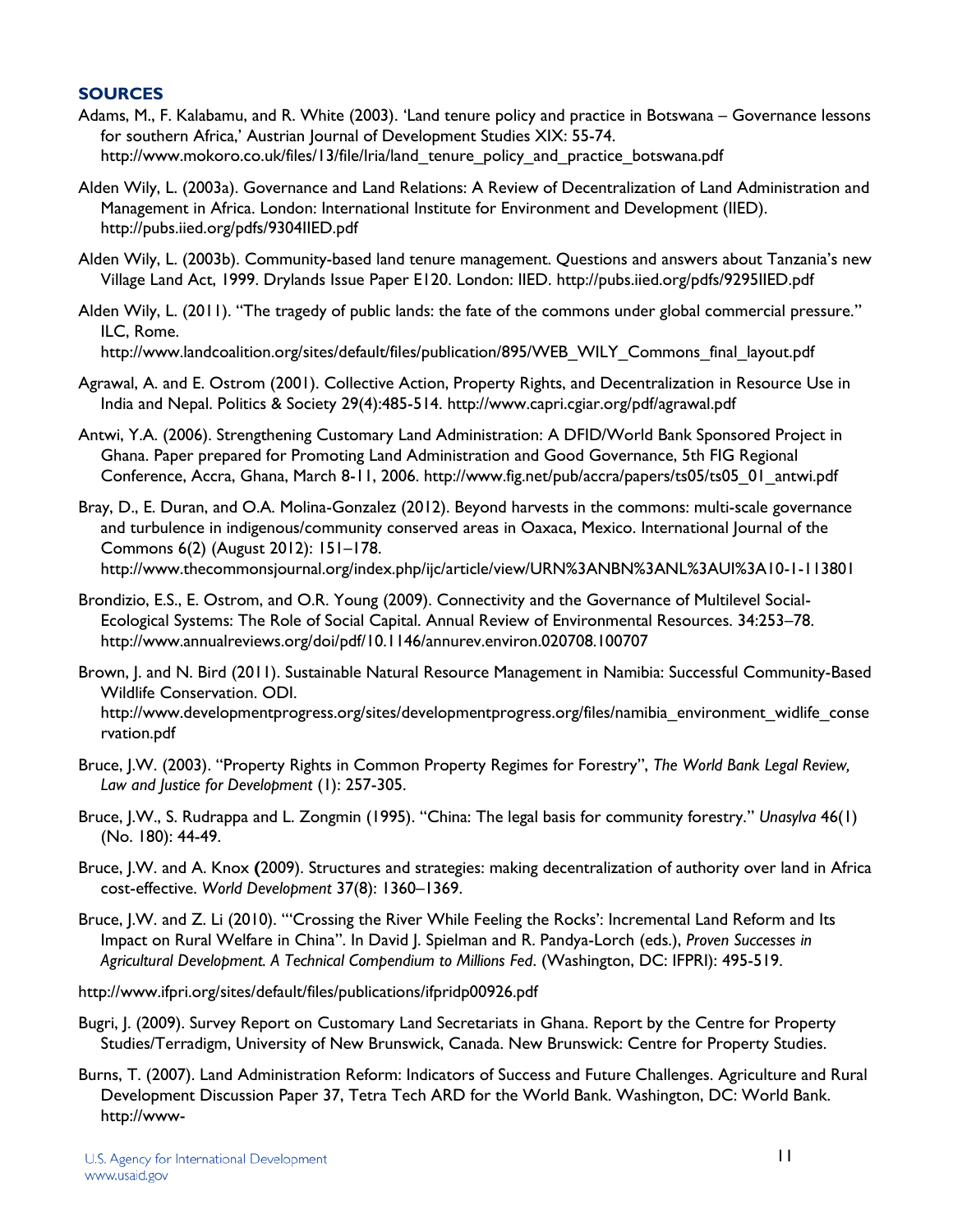## SOURCES

Adams, M., F. Kalabamu, and R. White (2003). 'Land tenure policy and practice in Botswana – Governance lessons for southern Africa,' Austrian Journal of Development Studies XIX: 55-74. http://www.mokoro.co.uk/files/13/file/lria/land_tenure_policy_and_practice_botswana.pdf

Alden Wily, L. (2003a). Governance and Land Relations: A Review of Decentralization of Land Administration and Management in Africa. London: International Institute for Environment and Development (IIED). http://pubs.iied.org/pdfs/9304IIED.pdf

Alden Wily, L. (2003b). Community-based land tenure management. Questions and answers about Tanzania's new Village Land Act, 1999. Drylands Issue Paper E120. London: IIED. http://pubs.iied.org/pdfs/9295IIED.pdf

Alden Wily, L. (2011). "The tragedy of public lands: the fate of the commons under global commercial pressure." ILC, Rome. http://www.landcoalition.org/sites/default/files/publication/895/WEB_WILY_Commons_final_layout.pdf

Agrawal, A. and E. Ostrom (2001). Collective Action, Property Rights, and Decentralization in Resource Use in India and Nepal. Politics & Society 29(4):485-514. http://www.capri.cgiar.org/pdf/agrawal.pdf

Antwi, Y.A. (2006). Strengthening Customary Land Administration: A DFID/World Bank Sponsored Project in Ghana. Paper prepared for Promoting Land Administration and Good Governance, 5th FIG Regional Conference, Accra, Ghana, March 8-11, 2006. http://www.fig.net/pub/accra/papers/ts05/ts05_01_antwi.pdf

Bray, D., E. Duran, and O.A. Molina-Gonzalez (2012). Beyond harvests in the commons: multi-scale governance and turbulence in indigenous/community conserved areas in Oaxaca, Mexico. International Journal of the Commons 6(2) (August 2012): 151–178. http://www.thecommonsjournal.org/index.php/ijc/article/view/URN%3ANBN%3ANL%3AUI%3A10-1-113801

Brondizio, E.S., E. Ostrom, and O.R. Young (2009). Connectivity and the Governance of Multilevel Social-Ecological Systems: The Role of Social Capital. Annual Review of Environmental Resources. 34:253–78. http://www.annualreviews.org/doi/pdf/10.1146/annurev.environ.020708.100707

Brown, J. and N. Bird (2011). Sustainable Natural Resource Management in Namibia: Successful Community-Based Wildlife Conservation. ODI. http://www.developmentprogress.org/sites/developmentprogress.org/files/namibia_environment_widlife_conservation.pdf

Bruce, J.W. (2003). "Property Rights in Common Property Regimes for Forestry", *The World Bank Legal Review, Law and Justice for Development* (1): 257-305.

Bruce, J.W., S. Rudrappa and L. Zongmin (1995). "China: The legal basis for community forestry." *Unasylva* 46(1) (No. 180): 44-49.

Bruce, J.W. and A. Knox **(**2009). Structures and strategies: making decentralization of authority over land in Africa cost-effective. *World Development* 37(8): 1360–1369.

Bruce, J.W. and Z. Li (2010). "'Crossing the River While Feeling the Rocks': Incremental Land Reform and Its Impact on Rural Welfare in China". In David J. Spielman and R. Pandya-Lorch (eds.), *Proven Successes in Agricultural Development. A Technical Compendium to Millions Fed*. (Washington, DC: IFPRI): 495-519.

http://www.ifpri.org/sites/default/files/publications/ifpridp00926.pdf

Bugri, J. (2009). Survey Report on Customary Land Secretariats in Ghana. Report by the Centre for Property Studies/Terradigm, University of New Brunswick, Canada. New Brunswick: Centre for Property Studies.

Burns, T. (2007). Land Administration Reform: Indicators of Success and Future Challenges. Agriculture and Rural Development Discussion Paper 37, Tetra Tech ARD for the World Bank. Washington, DC: World Bank. http://www-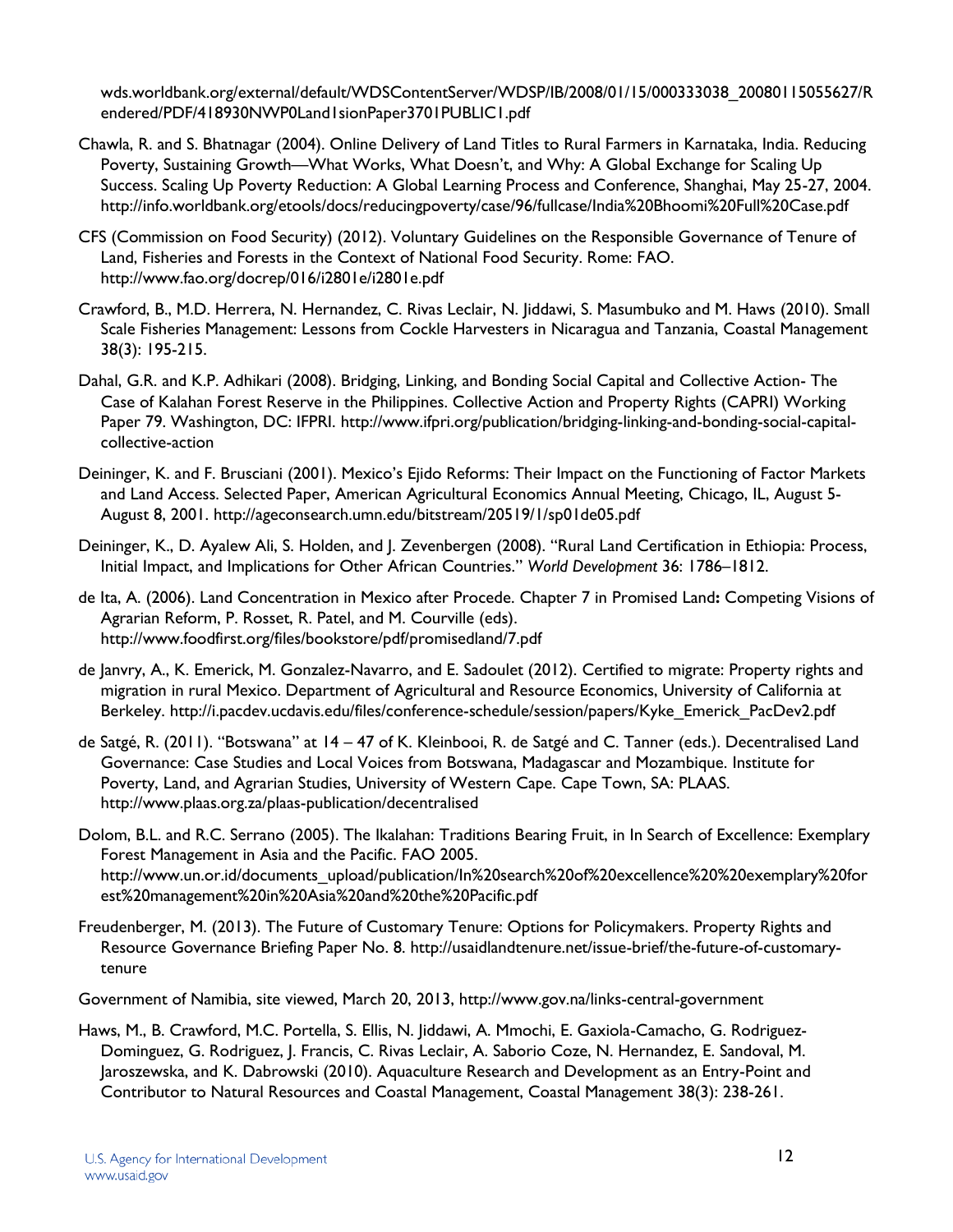wds.worldbank.org/external/default/WDSContentServer/WDSP/IB/2008/01/15/000333038_20080115055627/Rendered/PDF/418930NWP0Land1sionPaper3701PUBLIC1.pdf

Chawla, R. and S. Bhatnagar (2004). Online Delivery of Land Titles to Rural Farmers in Karnataka, India. Reducing Poverty, Sustaining Growth—What Works, What Doesn't, and Why: A Global Exchange for Scaling Up Success. Scaling Up Poverty Reduction: A Global Learning Process and Conference, Shanghai, May 25-27, 2004. http://info.worldbank.org/etools/docs/reducingpoverty/case/96/fullcase/India%20Bhoomi%20Full%20Case.pdf

CFS (Commission on Food Security) (2012). Voluntary Guidelines on the Responsible Governance of Tenure of Land, Fisheries and Forests in the Context of National Food Security. Rome: FAO. http://www.fao.org/docrep/016/i2801e/i2801e.pdf

Crawford, B., M.D. Herrera, N. Hernandez, C. Rivas Leclair, N. Jiddawi, S. Masumbuko and M. Haws (2010). Small Scale Fisheries Management: Lessons from Cockle Harvesters in Nicaragua and Tanzania, Coastal Management 38(3): 195-215.

Dahal, G.R. and K.P. Adhikari (2008). Bridging, Linking, and Bonding Social Capital and Collective Action- The Case of Kalahan Forest Reserve in the Philippines. Collective Action and Property Rights (CAPRI) Working Paper 79. Washington, DC: IFPRI. http://www.ifpri.org/publication/bridging-linking-and-bonding-social-capital-collective-action

Deininger, K. and F. Brusciani (2001). Mexico's Ejido Reforms: Their Impact on the Functioning of Factor Markets and Land Access. Selected Paper, American Agricultural Economics Annual Meeting, Chicago, IL, August 5-August 8, 2001. http://ageconsearch.umn.edu/bitstream/20519/1/sp01de05.pdf

Deininger, K., D. Ayalew Ali, S. Holden, and J. Zevenbergen (2008). "Rural Land Certification in Ethiopia: Process, Initial Impact, and Implications for Other African Countries." *World Development* 36: 1786–1812.

de Ita, A. (2006). Land Concentration in Mexico after Procede. Chapter 7 in Promised Land**:** Competing Visions of Agrarian Reform, P. Rosset, R. Patel, and M. Courville (eds). http://www.foodfirst.org/files/bookstore/pdf/promisedland/7.pdf

de Janvry, A., K. Emerick, M. Gonzalez-Navarro, and E. Sadoulet (2012). Certified to migrate: Property rights and migration in rural Mexico. Department of Agricultural and Resource Economics, University of California at Berkeley. http://i.pacdev.ucdavis.edu/files/conference-schedule/session/papers/Kyke_Emerick_PacDev2.pdf

de Satgé, R. (2011). "Botswana" at 14 – 47 of K. Kleinbooi, R. de Satgé and C. Tanner (eds.). Decentralised Land Governance: Case Studies and Local Voices from Botswana, Madagascar and Mozambique. Institute for Poverty, Land, and Agrarian Studies, University of Western Cape. Cape Town, SA: PLAAS. http://www.plaas.org.za/plaas-publication/decentralised

Dolom, B.L. and R.C. Serrano (2005). The Ikalahan: Traditions Bearing Fruit, in In Search of Excellence: Exemplary Forest Management in Asia and the Pacific. FAO 2005. http://www.un.or.id/documents_upload/publication/In%20search%20of%20excellence%20%20exemplary%20forest%20management%20in%20Asia%20and%20the%20Pacific.pdf

Freudenberger, M. (2013). The Future of Customary Tenure: Options for Policymakers. Property Rights and Resource Governance Briefing Paper No. 8. http://usaidlandtenure.net/issue-brief/the-future-of-customary-tenure

Government of Namibia, site viewed, March 20, 2013, http://www.gov.na/links-central-government

Haws, M., B. Crawford, M.C. Portella, S. Ellis, N. Jiddawi, A. Mmochi, E. Gaxiola-Camacho, G. Rodriguez-Dominguez, G. Rodriguez, J. Francis, C. Rivas Leclair, A. Saborio Coze, N. Hernandez, E. Sandoval, M. Jaroszewska, and K. Dabrowski (2010). Aquaculture Research and Development as an Entry-Point and Contributor to Natural Resources and Coastal Management, Coastal Management 38(3): 238-261.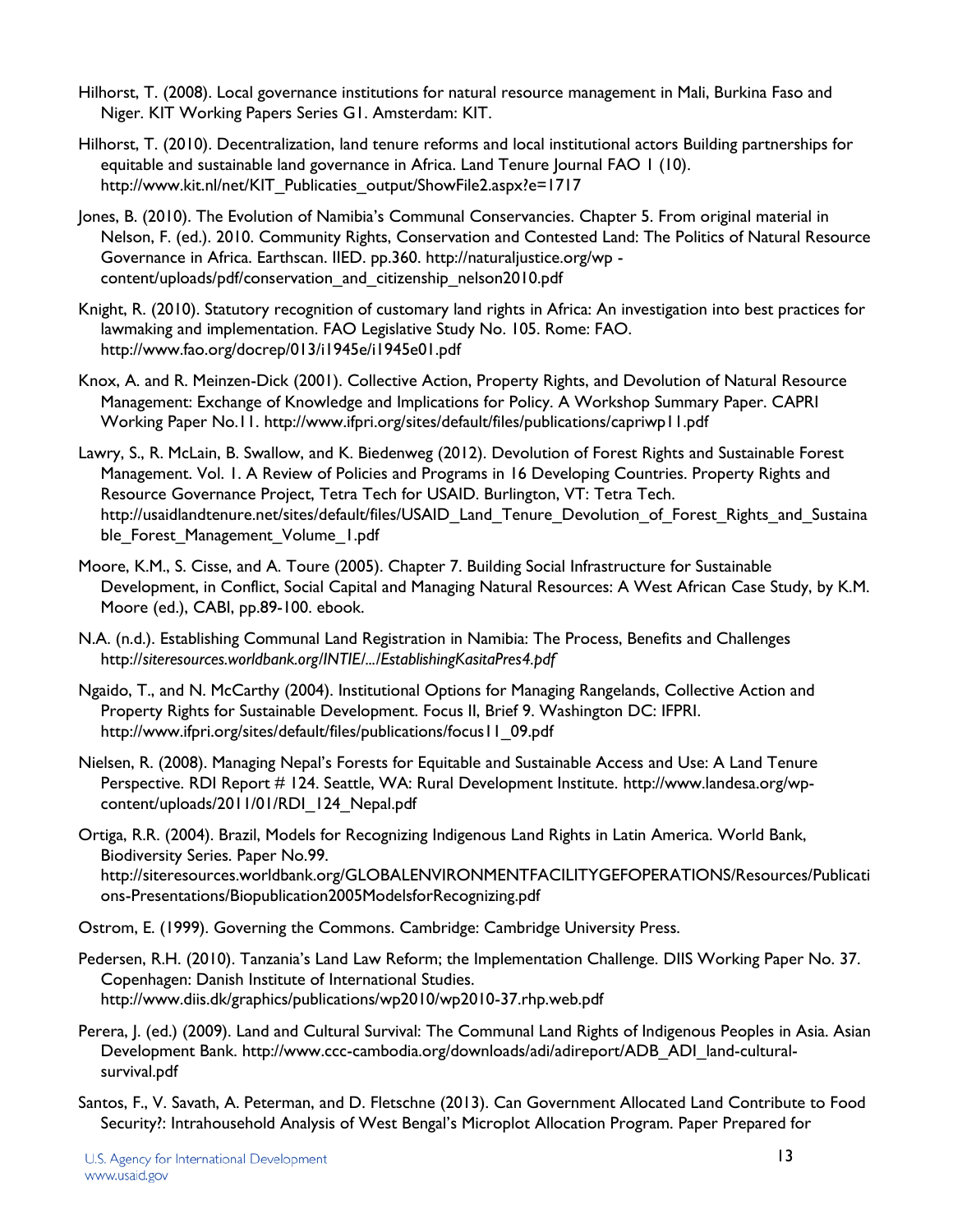Hilhorst, T. (2008). Local governance institutions for natural resource management in Mali, Burkina Faso and Niger. KIT Working Papers Series G1. Amsterdam: KIT.

Hilhorst, T. (2010). Decentralization, land tenure reforms and local institutional actors Building partnerships for equitable and sustainable land governance in Africa. Land Tenure Journal FAO 1 (10). http://www.kit.nl/net/KIT_Publicaties_output/ShowFile2.aspx?e=1717

Jones, B. (2010). The Evolution of Namibia's Communal Conservancies. Chapter 5. From original material in Nelson, F. (ed.). 2010. Community Rights, Conservation and Contested Land: The Politics of Natural Resource Governance in Africa. Earthscan. IIED. pp.360. http://naturaljustice.org/wp - content/uploads/pdf/conservation_and_citizenship_nelson2010.pdf

Knight, R. (2010). Statutory recognition of customary land rights in Africa: An investigation into best practices for lawmaking and implementation. FAO Legislative Study No. 105. Rome: FAO. http://www.fao.org/docrep/013/i1945e/i1945e01.pdf

Knox, A. and R. Meinzen-Dick (2001). Collective Action, Property Rights, and Devolution of Natural Resource Management: Exchange of Knowledge and Implications for Policy. A Workshop Summary Paper. CAPRI Working Paper No.11. http://www.ifpri.org/sites/default/files/publications/capriwp11.pdf

Lawry, S., R. McLain, B. Swallow, and K. Biedenweg (2012). Devolution of Forest Rights and Sustainable Forest Management. Vol. 1. A Review of Policies and Programs in 16 Developing Countries. Property Rights and Resource Governance Project, Tetra Tech for USAID. Burlington, VT: Tetra Tech. http://usaidlandtenure.net/sites/default/files/USAID_Land_Tenure_Devolution_of_Forest_Rights_and_Sustainable_Forest_Management_Volume_1.pdf

Moore, K.M., S. Cisse, and A. Toure (2005). Chapter 7. Building Social Infrastructure for Sustainable Development, in Conflict, Social Capital and Managing Natural Resources: A West African Case Study, by K.M. Moore (ed.), CABI, pp.89-100. ebook.

N.A. (n.d.). Establishing Communal Land Registration in Namibia: The Process, Benefits and Challenges http://*siteresources.worldbank.org/INTIE/.../EstablishingKasitaPres4.pdf*

Ngaido, T., and N. McCarthy (2004). Institutional Options for Managing Rangelands, Collective Action and Property Rights for Sustainable Development. Focus II, Brief 9. Washington DC: IFPRI. http://www.ifpri.org/sites/default/files/publications/focus11_09.pdf

Nielsen, R. (2008). Managing Nepal's Forests for Equitable and Sustainable Access and Use: A Land Tenure Perspective. RDI Report # 124. Seattle, WA: Rural Development Institute. http://www.landesa.org/wp-content/uploads/2011/01/RDI_124_Nepal.pdf

Ortiga, R.R. (2004). Brazil, Models for Recognizing Indigenous Land Rights in Latin America. World Bank, Biodiversity Series. Paper No.99. http://siteresources.worldbank.org/GLOBALENVIRONMENTFACILITYGEFOPERATIONS/Resources/Publications-Presentations/Biopublication2005ModelsforRecognizing.pdf

Ostrom, E. (1999). Governing the Commons. Cambridge: Cambridge University Press.

Pedersen, R.H. (2010). Tanzania's Land Law Reform; the Implementation Challenge. DIIS Working Paper No. 37. Copenhagen: Danish Institute of International Studies. http://www.diis.dk/graphics/publications/wp2010/wp2010-37.rhp.web.pdf

Perera, J. (ed.) (2009). Land and Cultural Survival: The Communal Land Rights of Indigenous Peoples in Asia. Asian Development Bank. http://www.ccc-cambodia.org/downloads/adi/adireport/ADB_ADI_land-cultural-survival.pdf

Santos, F., V. Savath, A. Peterman, and D. Fletschne (2013). Can Government Allocated Land Contribute to Food Security?: Intrahousehold Analysis of West Bengal's Microplot Allocation Program. Paper Prepared for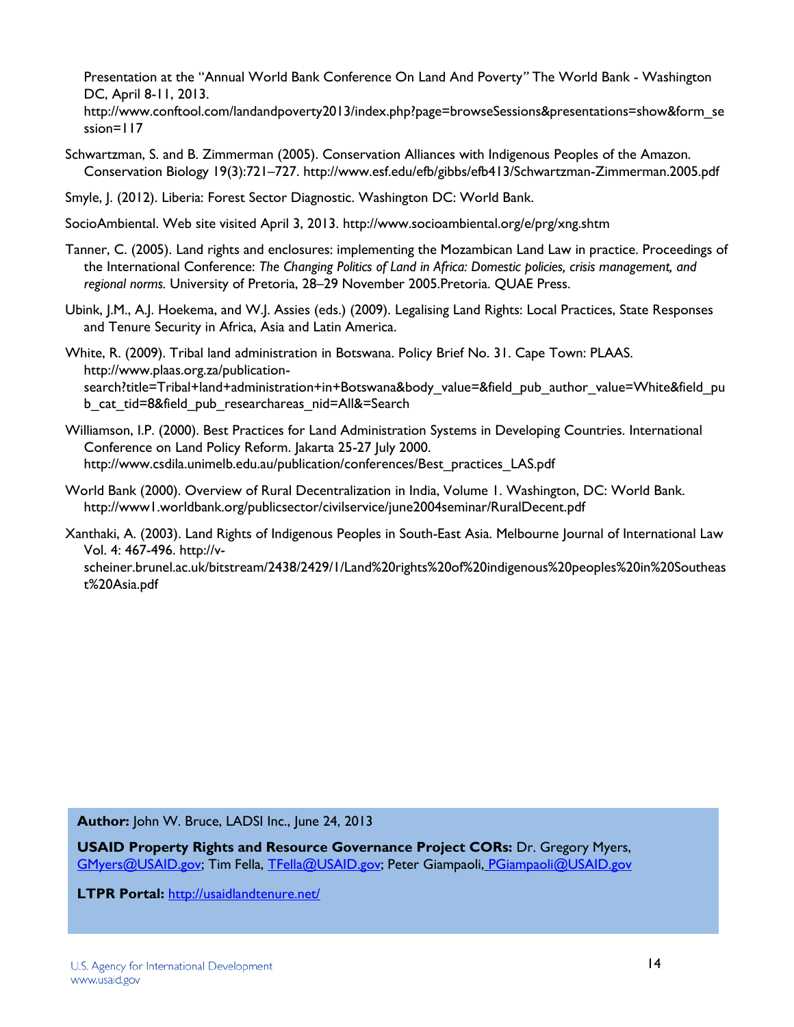Presentation at the "Annual World Bank Conference On Land And Poverty" The World Bank - Washington DC, April 8-11, 2013. http://www.conftool.com/landandpoverty2013/index.php?page=browseSessions&presentations=show&form_session=117

Schwartzman, S. and B. Zimmerman (2005). Conservation Alliances with Indigenous Peoples of the Amazon. Conservation Biology 19(3):721–727. http://www.esf.edu/efb/gibbs/efb413/Schwartzman-Zimmerman.2005.pdf

Smyle, J. (2012). Liberia: Forest Sector Diagnostic. Washington DC: World Bank.

SocioAmbiental. Web site visited April 3, 2013. http://www.socioambiental.org/e/prg/xng.shtm

Tanner, C. (2005). Land rights and enclosures: implementing the Mozambican Land Law in practice. Proceedings of the International Conference: *The Changing Politics of Land in Africa: Domestic policies, crisis management, and regional norms.* University of Pretoria, 28–29 November 2005.Pretoria. QUAE Press.

Ubink, J.M., A.J. Hoekema, and W.J. Assies (eds.) (2009). Legalising Land Rights: Local Practices, State Responses and Tenure Security in Africa, Asia and Latin America.

White, R. (2009). Tribal land administration in Botswana. Policy Brief No. 31. Cape Town: PLAAS. http://www.plaas.org.za/publication-search?title=Tribal+land+administration+in+Botswana&body_value=&field_pub_author_value=White&field_pub_cat_tid=8&field_pub_researchareas_nid=All&=Search

Williamson, I.P. (2000). Best Practices for Land Administration Systems in Developing Countries. International Conference on Land Policy Reform. Jakarta 25-27 July 2000. http://www.csdila.unimelb.edu.au/publication/conferences/Best_practices_LAS.pdf

World Bank (2000). Overview of Rural Decentralization in India, Volume 1. Washington, DC: World Bank. http://www1.worldbank.org/publicsector/civilservice/june2004seminar/RuralDecent.pdf

Xanthaki, A. (2003). Land Rights of Indigenous Peoples in South-East Asia. Melbourne Journal of International Law Vol. 4: 467-496. http://v-scheiner.brunel.ac.uk/bitstream/2438/2429/1/Land%20rights%20of%20indigenous%20peoples%20in%20Southeast%20Asia.pdf

**Author:** John W. Bruce, LADSI Inc., June 24, 2013

**USAID Property Rights and Resource Governance Project CORs:** Dr. Gregory Myers, GMyers@USAID.gov; Tim Fella, TFella@USAID.gov; Peter Giampaoli, PGiampaoli@USAID.gov

**LTPR Portal:** http://usaidlandtenure.net/